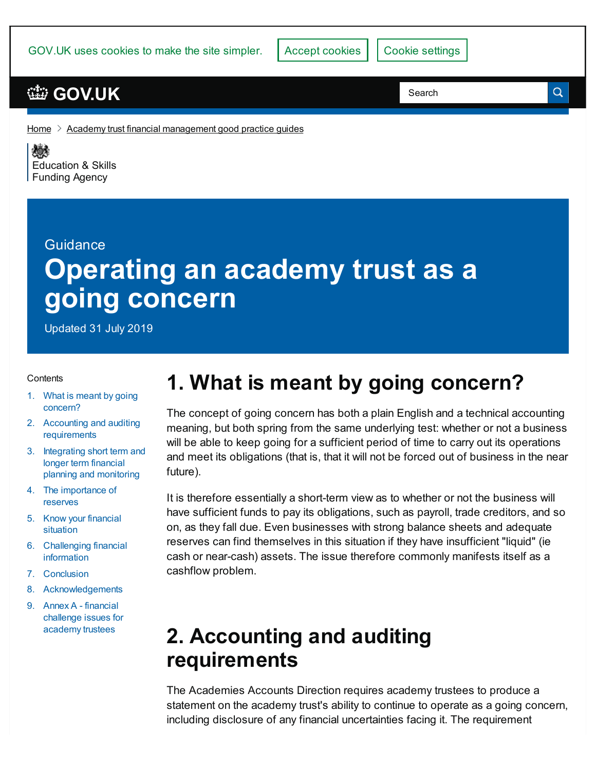GOV.UK uses cookies to make the site simpler. Accept cookies Cookie settings

GOV.UK

Home > Academy trust financial management good practice guides

Education & Skills Funding Agency

Guidance

# Operating an academy trust as a going concern

Updated 31 July 2019

Contents

1. What is meant by going concern?
2. Accounting and auditing requirements
3. Integrating short term and longer term financial planning and monitoring
4. The importance of reserves
5. Know your financial situation
6. Challenging financial information
7. Conclusion
8. Acknowledgements
9. Annex A - financial challenge issues for academy trustees

## 1. What is meant by going concern?

The concept of going concern has both a plain English and a technical accounting meaning, but both spring from the same underlying test: whether or not a business will be able to keep going for a sufficient period of time to carry out its operations and meet its obligations (that is, that it will not be forced out of business in the near future).

It is therefore essentially a short-term view as to whether or not the business will have sufficient funds to pay its obligations, such as payroll, trade creditors, and so on, as they fall due. Even businesses with strong balance sheets and adequate reserves can find themselves in this situation if they have insufficient "liquid" (ie cash or near-cash) assets. The issue therefore commonly manifests itself as a cashflow problem.

## 2. Accounting and auditing requirements

The Academies Accounts Direction requires academy trustees to produce a statement on the academy trust's ability to continue to operate as a going concern, including disclosure of any financial uncertainties facing it. The requirement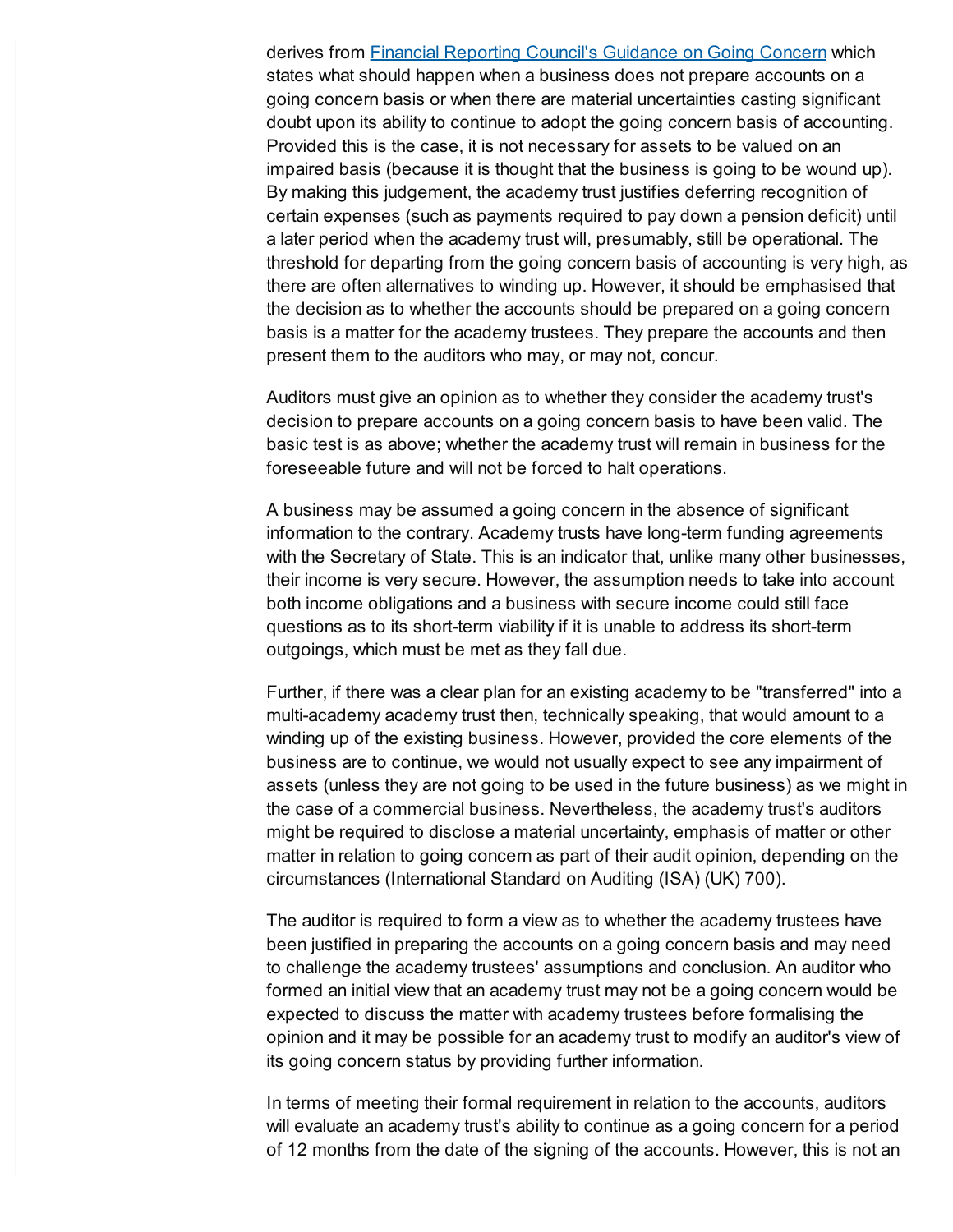derives from [Financial Reporting Council's Guidance on Going Concern] which states what should happen when a business does not prepare accounts on a going concern basis or when there are material uncertainties casting significant doubt upon its ability to continue to adopt the going concern basis of accounting. Provided this is the case, it is not necessary for assets to be valued on an impaired basis (because it is thought that the business is going to be wound up). By making this judgement, the academy trust justifies deferring recognition of certain expenses (such as payments required to pay down a pension deficit) until a later period when the academy trust will, presumably, still be operational. The threshold for departing from the going concern basis of accounting is very high, as there are often alternatives to winding up. However, it should be emphasised that the decision as to whether the accounts should be prepared on a going concern basis is a matter for the academy trustees. They prepare the accounts and then present them to the auditors who may, or may not, concur.

Auditors must give an opinion as to whether they consider the academy trust's decision to prepare accounts on a going concern basis to have been valid. The basic test is as above; whether the academy trust will remain in business for the foreseeable future and will not be forced to halt operations.

A business may be assumed a going concern in the absence of significant information to the contrary. Academy trusts have long-term funding agreements with the Secretary of State. This is an indicator that, unlike many other businesses, their income is very secure. However, the assumption needs to take into account both income obligations and a business with secure income could still face questions as to its short-term viability if it is unable to address its short-term outgoings, which must be met as they fall due.

Further, if there was a clear plan for an existing academy to be "transferred" into a multi-academy academy trust then, technically speaking, that would amount to a winding up of the existing business. However, provided the core elements of the business are to continue, we would not usually expect to see any impairment of assets (unless they are not going to be used in the future business) as we might in the case of a commercial business. Nevertheless, the academy trust's auditors might be required to disclose a material uncertainty, emphasis of matter or other matter in relation to going concern as part of their audit opinion, depending on the circumstances (International Standard on Auditing (ISA) (UK) 700).

The auditor is required to form a view as to whether the academy trustees have been justified in preparing the accounts on a going concern basis and may need to challenge the academy trustees' assumptions and conclusion. An auditor who formed an initial view that an academy trust may not be a going concern would be expected to discuss the matter with academy trustees before formalising the opinion and it may be possible for an academy trust to modify an auditor's view of its going concern status by providing further information.

In terms of meeting their formal requirement in relation to the accounts, auditors will evaluate an academy trust's ability to continue as a going concern for a period of 12 months from the date of the signing of the accounts. However, this is not an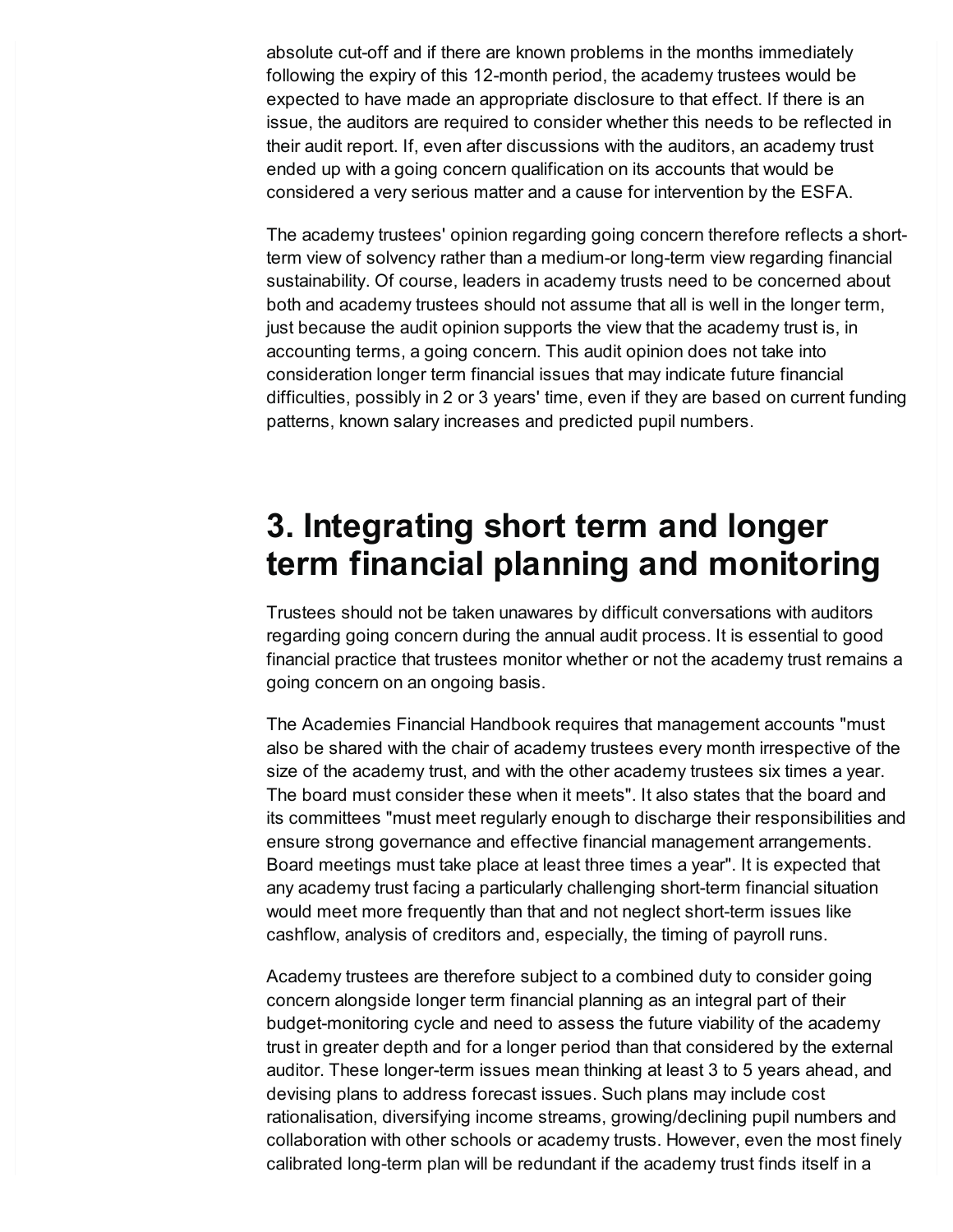absolute cut-off and if there are known problems in the months immediately following the expiry of this 12-month period, the academy trustees would be expected to have made an appropriate disclosure to that effect. If there is an issue, the auditors are required to consider whether this needs to be reflected in their audit report. If, even after discussions with the auditors, an academy trust ended up with a going concern qualification on its accounts that would be considered a very serious matter and a cause for intervention by the ESFA.

The academy trustees' opinion regarding going concern therefore reflects a short-term view of solvency rather than a medium-or long-term view regarding financial sustainability. Of course, leaders in academy trusts need to be concerned about both and academy trustees should not assume that all is well in the longer term, just because the audit opinion supports the view that the academy trust is, in accounting terms, a going concern. This audit opinion does not take into consideration longer term financial issues that may indicate future financial difficulties, possibly in 2 or 3 years' time, even if they are based on current funding patterns, known salary increases and predicted pupil numbers.

## 3. Integrating short term and longer term financial planning and monitoring

Trustees should not be taken unawares by difficult conversations with auditors regarding going concern during the annual audit process. It is essential to good financial practice that trustees monitor whether or not the academy trust remains a going concern on an ongoing basis.

The Academies Financial Handbook requires that management accounts "must also be shared with the chair of academy trustees every month irrespective of the size of the academy trust, and with the other academy trustees six times a year. The board must consider these when it meets". It also states that the board and its committees "must meet regularly enough to discharge their responsibilities and ensure strong governance and effective financial management arrangements. Board meetings must take place at least three times a year". It is expected that any academy trust facing a particularly challenging short-term financial situation would meet more frequently than that and not neglect short-term issues like cashflow, analysis of creditors and, especially, the timing of payroll runs.

Academy trustees are therefore subject to a combined duty to consider going concern alongside longer term financial planning as an integral part of their budget-monitoring cycle and need to assess the future viability of the academy trust in greater depth and for a longer period than that considered by the external auditor. These longer-term issues mean thinking at least 3 to 5 years ahead, and devising plans to address forecast issues. Such plans may include cost rationalisation, diversifying income streams, growing/declining pupil numbers and collaboration with other schools or academy trusts. However, even the most finely calibrated long-term plan will be redundant if the academy trust finds itself in a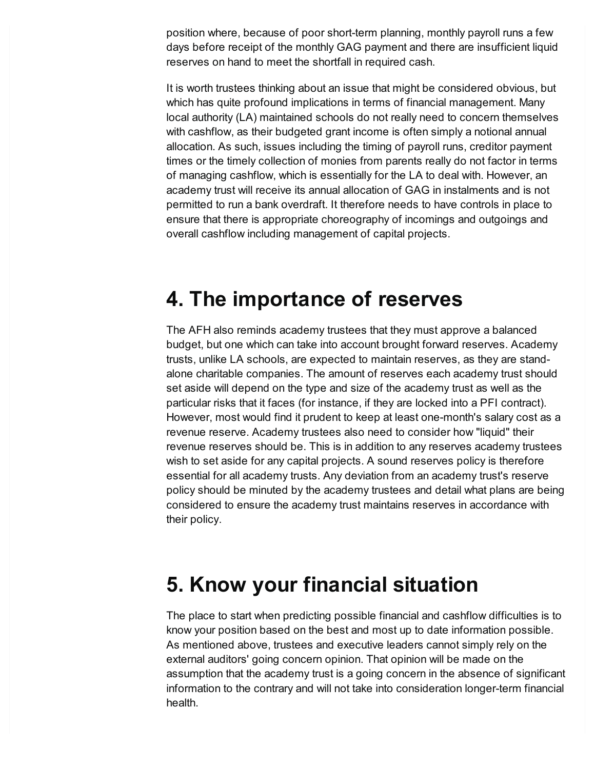position where, because of poor short-term planning, monthly payroll runs a few days before receipt of the monthly GAG payment and there are insufficient liquid reserves on hand to meet the shortfall in required cash.

It is worth trustees thinking about an issue that might be considered obvious, but which has quite profound implications in terms of financial management. Many local authority (LA) maintained schools do not really need to concern themselves with cashflow, as their budgeted grant income is often simply a notional annual allocation. As such, issues including the timing of payroll runs, creditor payment times or the timely collection of monies from parents really do not factor in terms of managing cashflow, which is essentially for the LA to deal with. However, an academy trust will receive its annual allocation of GAG in instalments and is not permitted to run a bank overdraft. It therefore needs to have controls in place to ensure that there is appropriate choreography of incomings and outgoings and overall cashflow including management of capital projects.

# 4. The importance of reserves

The AFH also reminds academy trustees that they must approve a balanced budget, but one which can take into account brought forward reserves. Academy trusts, unlike LA schools, are expected to maintain reserves, as they are stand-alone charitable companies. The amount of reserves each academy trust should set aside will depend on the type and size of the academy trust as well as the particular risks that it faces (for instance, if they are locked into a PFI contract). However, most would find it prudent to keep at least one-month's salary cost as a revenue reserve. Academy trustees also need to consider how "liquid" their revenue reserves should be. This is in addition to any reserves academy trustees wish to set aside for any capital projects. A sound reserves policy is therefore essential for all academy trusts. Any deviation from an academy trust's reserve policy should be minuted by the academy trustees and detail what plans are being considered to ensure the academy trust maintains reserves in accordance with their policy.

# 5. Know your financial situation

The place to start when predicting possible financial and cashflow difficulties is to know your position based on the best and most up to date information possible. As mentioned above, trustees and executive leaders cannot simply rely on the external auditors' going concern opinion. That opinion will be made on the assumption that the academy trust is a going concern in the absence of significant information to the contrary and will not take into consideration longer-term financial health.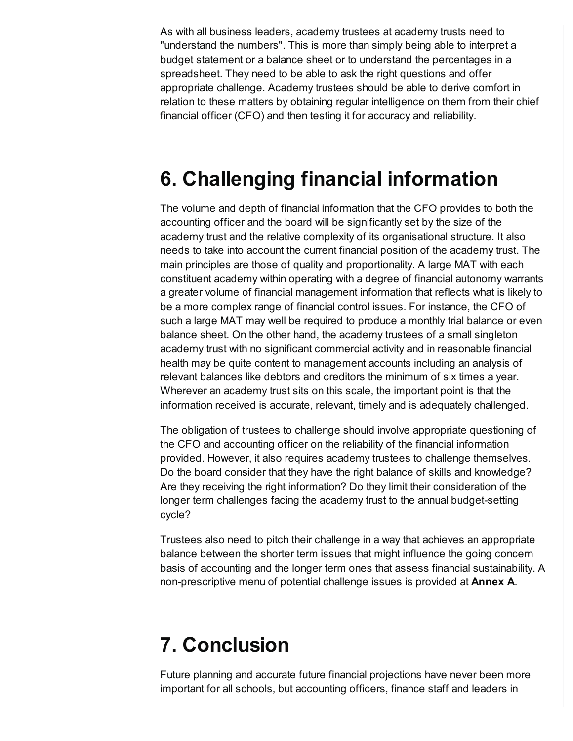As with all business leaders, academy trustees at academy trusts need to "understand the numbers". This is more than simply being able to interpret a budget statement or a balance sheet or to understand the percentages in a spreadsheet. They need to be able to ask the right questions and offer appropriate challenge. Academy trustees should be able to derive comfort in relation to these matters by obtaining regular intelligence on them from their chief financial officer (CFO) and then testing it for accuracy and reliability.

# 6. Challenging financial information

The volume and depth of financial information that the CFO provides to both the accounting officer and the board will be significantly set by the size of the academy trust and the relative complexity of its organisational structure. It also needs to take into account the current financial position of the academy trust. The main principles are those of quality and proportionality. A large MAT with each constituent academy within operating with a degree of financial autonomy warrants a greater volume of financial management information that reflects what is likely to be a more complex range of financial control issues. For instance, the CFO of such a large MAT may well be required to produce a monthly trial balance or even balance sheet. On the other hand, the academy trustees of a small singleton academy trust with no significant commercial activity and in reasonable financial health may be quite content to management accounts including an analysis of relevant balances like debtors and creditors the minimum of six times a year. Wherever an academy trust sits on this scale, the important point is that the information received is accurate, relevant, timely and is adequately challenged.

The obligation of trustees to challenge should involve appropriate questioning of the CFO and accounting officer on the reliability of the financial information provided. However, it also requires academy trustees to challenge themselves. Do the board consider that they have the right balance of skills and knowledge? Are they receiving the right information? Do they limit their consideration of the longer term challenges facing the academy trust to the annual budget-setting cycle?

Trustees also need to pitch their challenge in a way that achieves an appropriate balance between the shorter term issues that might influence the going concern basis of accounting and the longer term ones that assess financial sustainability. A non-prescriptive menu of potential challenge issues is provided at **Annex A**.

# 7. Conclusion

Future planning and accurate future financial projections have never been more important for all schools, but accounting officers, finance staff and leaders in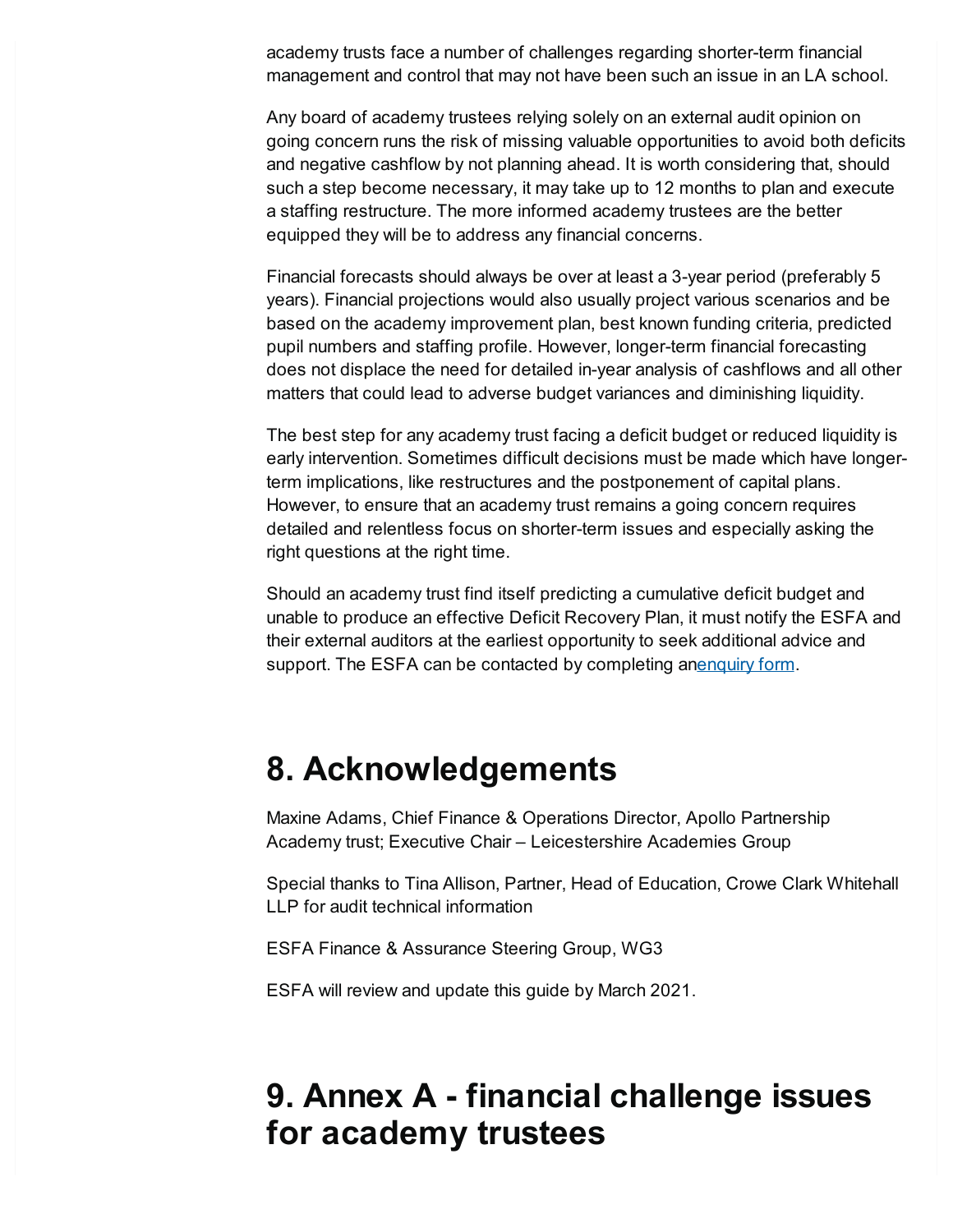academy trusts face a number of challenges regarding shorter-term financial management and control that may not have been such an issue in an LA school.

Any board of academy trustees relying solely on an external audit opinion on going concern runs the risk of missing valuable opportunities to avoid both deficits and negative cashflow by not planning ahead. It is worth considering that, should such a step become necessary, it may take up to 12 months to plan and execute a staffing restructure. The more informed academy trustees are the better equipped they will be to address any financial concerns.

Financial forecasts should always be over at least a 3-year period (preferably 5 years). Financial projections would also usually project various scenarios and be based on the academy improvement plan, best known funding criteria, predicted pupil numbers and staffing profile. However, longer-term financial forecasting does not displace the need for detailed in-year analysis of cashflows and all other matters that could lead to adverse budget variances and diminishing liquidity.

The best step for any academy trust facing a deficit budget or reduced liquidity is early intervention. Sometimes difficult decisions must be made which have longer-term implications, like restructures and the postponement of capital plans. However, to ensure that an academy trust remains a going concern requires detailed and relentless focus on shorter-term issues and especially asking the right questions at the right time.

Should an academy trust find itself predicting a cumulative deficit budget and unable to produce an effective Deficit Recovery Plan, it must notify the ESFA and their external auditors at the earliest opportunity to seek additional advice and support. The ESFA can be contacted by completing anenquiry form.

## 8. Acknowledgements

Maxine Adams, Chief Finance & Operations Director, Apollo Partnership Academy trust; Executive Chair – Leicestershire Academies Group

Special thanks to Tina Allison, Partner, Head of Education, Crowe Clark Whitehall LLP for audit technical information

ESFA Finance & Assurance Steering Group, WG3

ESFA will review and update this guide by March 2021.

## 9. Annex A - financial challenge issues for academy trustees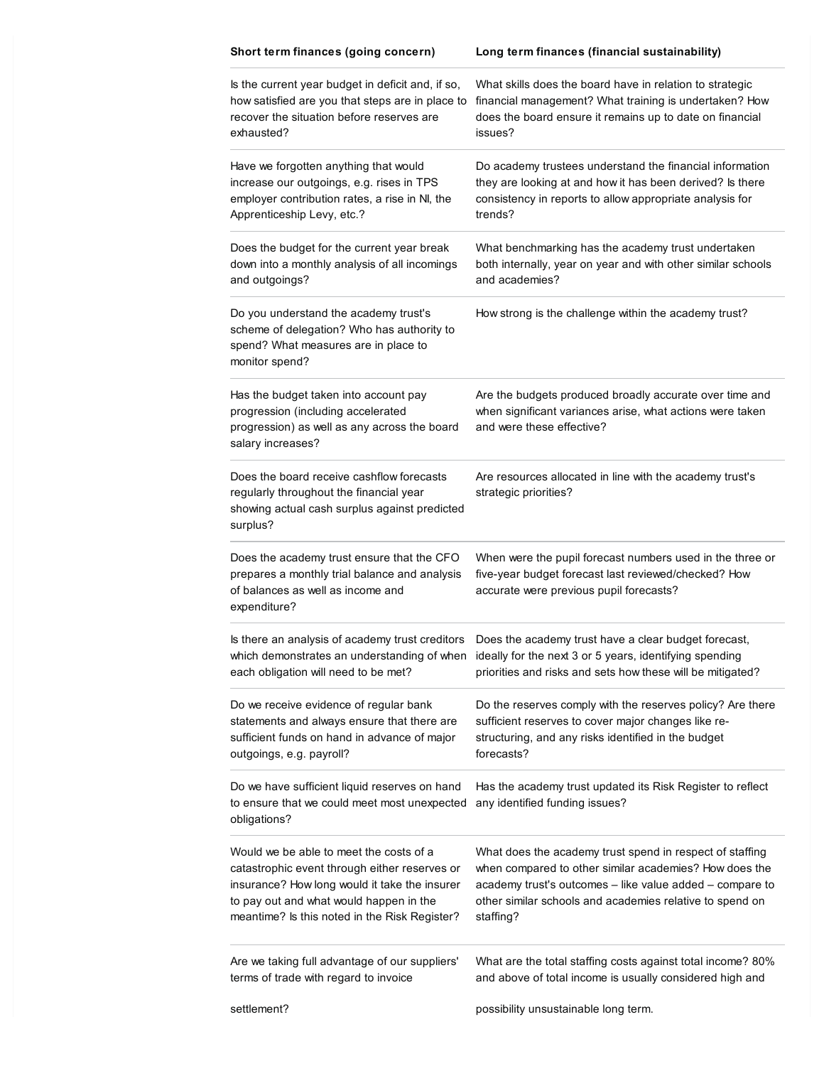| Short term finances (going concern) | Long term finances (financial sustainability) |
|---|---|
| Is the current year budget in deficit and, if so, how satisfied are you that steps are in place to recover the situation before reserves are exhausted? | What skills does the board have in relation to strategic financial management? What training is undertaken? How does the board ensure it remains up to date on financial issues? |
| Have we forgotten anything that would increase our outgoings, e.g. rises in TPS employer contribution rates, a rise in NI, the Apprenticeship Levy, etc.? | Do academy trustees understand the financial information they are looking at and how it has been derived? Is there consistency in reports to allow appropriate analysis for trends? |
| Does the budget for the current year break down into a monthly analysis of all incomings and outgoings? | What benchmarking has the academy trust undertaken both internally, year on year and with other similar schools and academies? |
| Do you understand the academy trust's scheme of delegation? Who has authority to spend? What measures are in place to monitor spend? | How strong is the challenge within the academy trust? |
| Has the budget taken into account pay progression (including accelerated progression) as well as any across the board salary increases? | Are the budgets produced broadly accurate over time and when significant variances arise, what actions were taken and were these effective? |
| Does the board receive cashflow forecasts regularly throughout the financial year showing actual cash surplus against predicted surplus? | Are resources allocated in line with the academy trust's strategic priorities? |
| Does the academy trust ensure that the CFO prepares a monthly trial balance and analysis of balances as well as income and expenditure? | When were the pupil forecast numbers used in the three or five-year budget forecast last reviewed/checked? How accurate were previous pupil forecasts? |
| Is there an analysis of academy trust creditors which demonstrates an understanding of when each obligation will need to be met? | Does the academy trust have a clear budget forecast, ideally for the next 3 or 5 years, identifying spending priorities and risks and sets how these will be mitigated? |
| Do we receive evidence of regular bank statements and always ensure that there are sufficient funds on hand in advance of major outgoings, e.g. payroll? | Do the reserves comply with the reserves policy? Are there sufficient reserves to cover major changes like re-structuring, and any risks identified in the budget forecasts? |
| Do we have sufficient liquid reserves on hand to ensure that we could meet most unexpected obligations? | Has the academy trust updated its Risk Register to reflect any identified funding issues? |
| Would we be able to meet the costs of a catastrophic event through either reserves or insurance? How long would it take the insurer to pay out and what would happen in the meantime? Is this noted in the Risk Register? | What does the academy trust spend in respect of staffing when compared to other similar academies? How does the academy trust's outcomes – like value added – compare to other similar schools and academies relative to spend on staffing? |
| Are we taking full advantage of our suppliers' terms of trade with regard to invoice settlement? | What are the total staffing costs against total income? 80% and above of total income is usually considered high and possibility unsustainable long term. |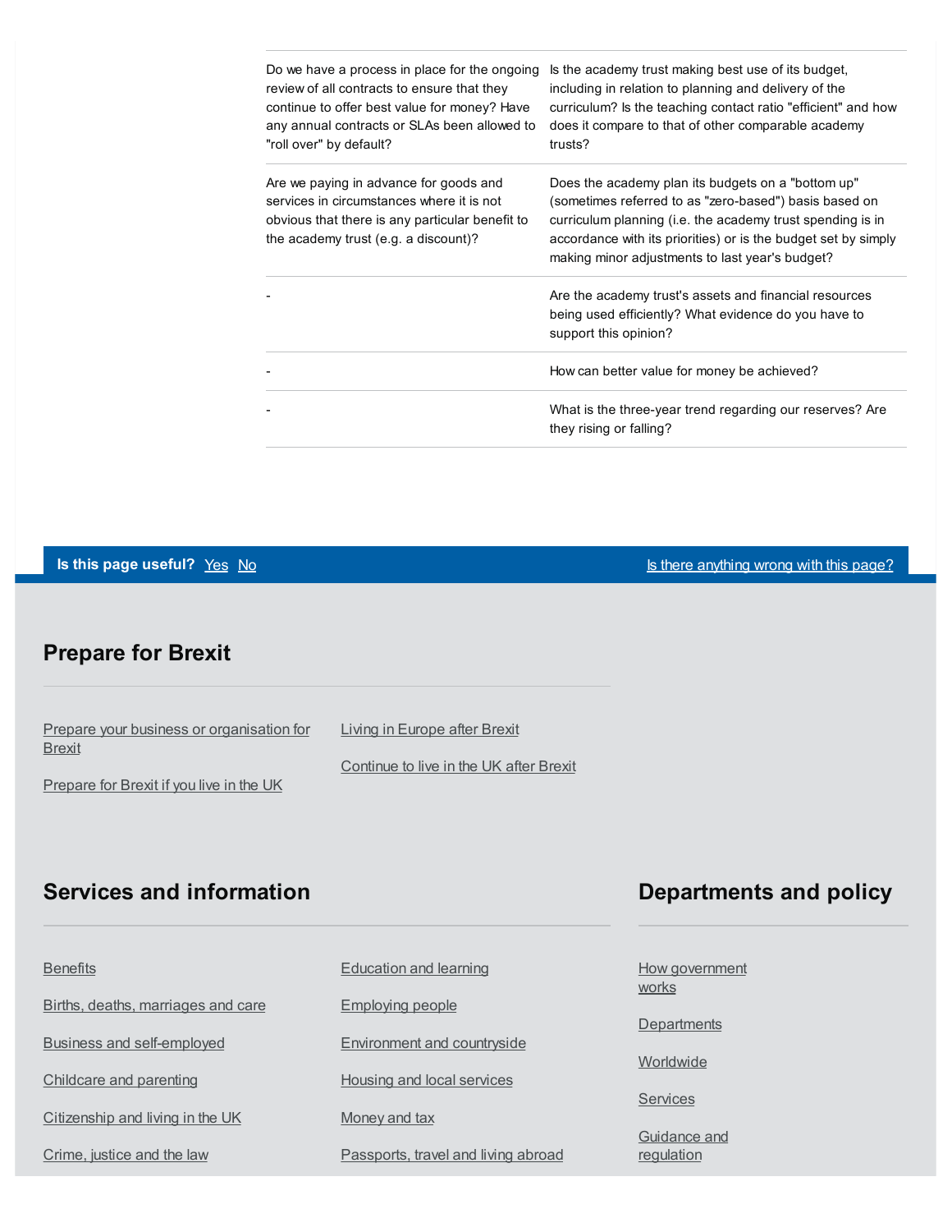| | |
|---|---|
| Do we have a process in place for the ongoing review of all contracts to ensure that they continue to offer best value for money? Have any annual contracts or SLAs been allowed to "roll over" by default? | Is the academy trust making best use of its budget, including in relation to planning and delivery of the curriculum? Is the teaching contact ratio "efficient" and how does it compare to that of other comparable academy trusts? |
| Are we paying in advance for goods and services in circumstances where it is not obvious that there is any particular benefit to the academy trust (e.g. a discount)? | Does the academy plan its budgets on a "bottom up" (sometimes referred to as "zero-based") basis based on curriculum planning (i.e. the academy trust spending is in accordance with its priorities) or is the budget set by simply making minor adjustments to last year's budget? |
| - | Are the academy trust's assets and financial resources being used efficiently? What evidence do you have to support this opinion? |
| - | How can better value for money be achieved? |
| - | What is the three-year trend regarding our reserves? Are they rising or falling? |

**Is this page useful?** Yes No

Is there anything wrong with this page?

## Prepare for Brexit

- Prepare your business or organisation for Brexit
- Prepare for Brexit if you live in the UK
- Living in Europe after Brexit
- Continue to live in the UK after Brexit

## Services and information

- Benefits
- Births, deaths, marriages and care
- Business and self-employed
- Childcare and parenting
- Citizenship and living in the UK
- Crime, justice and the law
- Education and learning
- Employing people
- Environment and countryside
- Housing and local services
- Money and tax
- Passports, travel and living abroad

## Departments and policy

- How government works
- Departments
- Worldwide
- Services
- Guidance and regulation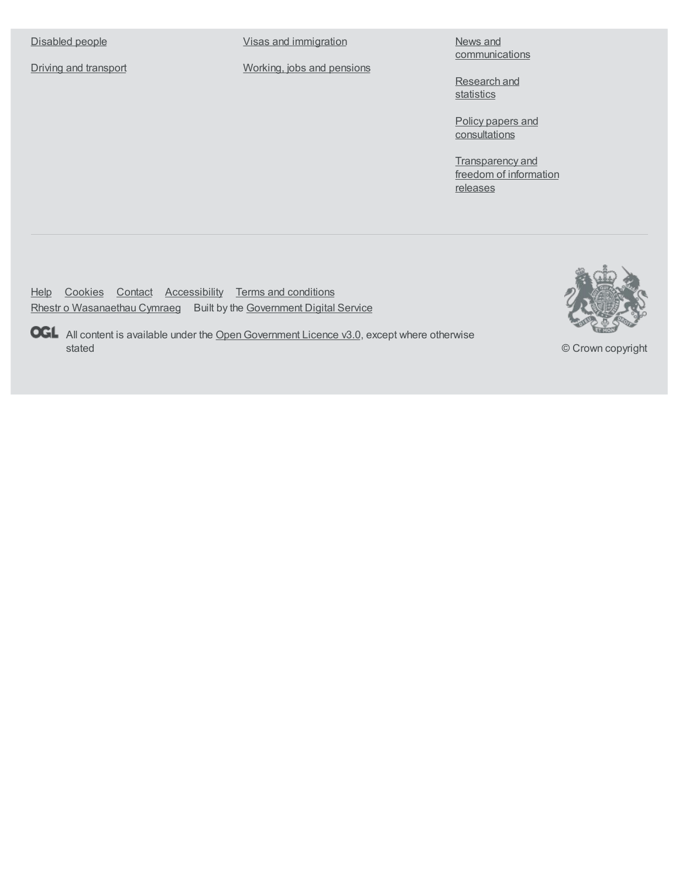Disabled people

Driving and transport

Visas and immigration

Working, jobs and pensions

News and communications

Research and statistics

Policy papers and consultations

Transparency and freedom of information releases

---

Help Cookies Contact Accessibility Terms and conditions

Rhestr o Wasanaethau Cymraeg Built by the Government Digital Service

All content is available under the Open Government Licence v3.0, except where otherwise stated

© Crown copyright